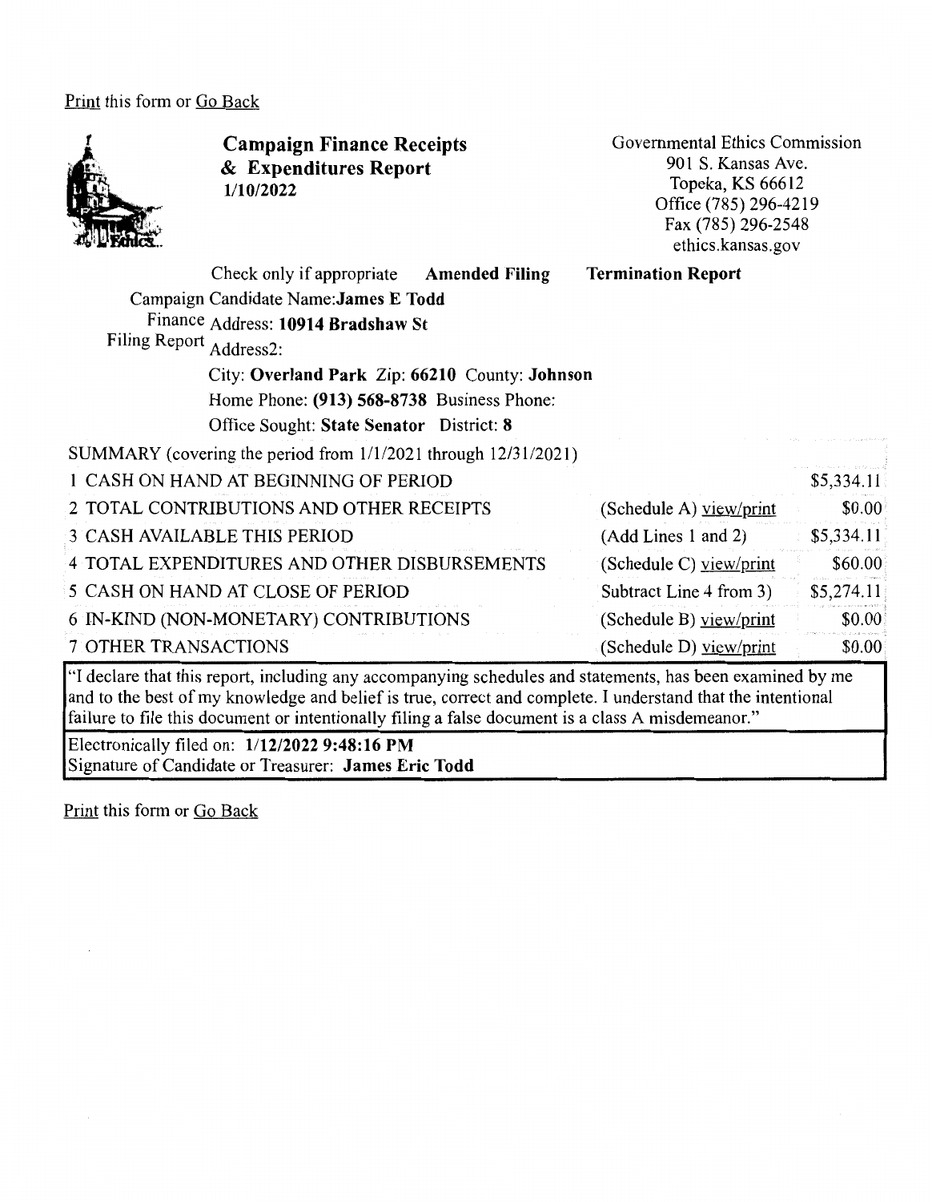Print this form or Go Back

# Campaign Finance Receipts & Expenditures Report

**1/10/2022**

Governmental Ethics Commission
901 S. Kansas Ave.
Topeka, KS 66612
Office (785) 296-4219
Fax (785) 296-2548
ethics.kansas.gov

Check only if appropriate **Amended Filing** **Termination Report**

Campaign Finance Filing Report

Candidate Name: **James E Todd**

Address: **10914 Bradshaw St**

Address2:

City: **Overland Park** Zip: **66210** County: **Johnson**

Home Phone: **(913) 568-8738** Business Phone:

Office Sought: **State Senator** District: **8**

SUMMARY (covering the period from 1/1/2021 through 12/31/2021)

| | | |
|---|---|---|
| 1 CASH ON HAND AT BEGINNING OF PERIOD | | $5,334.11 |
| 2 TOTAL CONTRIBUTIONS AND OTHER RECEIPTS | (Schedule A) view/print | $0.00 |
| 3 CASH AVAILABLE THIS PERIOD | (Add Lines 1 and 2) | $5,334.11 |
| 4 TOTAL EXPENDITURES AND OTHER DISBURSEMENTS | (Schedule C) view/print | $60.00 |
| 5 CASH ON HAND AT CLOSE OF PERIOD | Subtract Line 4 from 3) | $5,274.11 |
| 6 IN-KIND (NON-MONETARY) CONTRIBUTIONS | (Schedule B) view/print | $0.00 |
| 7 OTHER TRANSACTIONS | (Schedule D) view/print | $0.00 |

"I declare that this report, including any accompanying schedules and statements, has been examined by me and to the best of my knowledge and belief is true, correct and complete. I understand that the intentional failure to file this document or intentionally filing a false document is a class A misdemeanor."

Electronically filed on: **1/12/2022 9:48:16 PM**
Signature of Candidate or Treasurer: **James Eric Todd**

Print this form or Go Back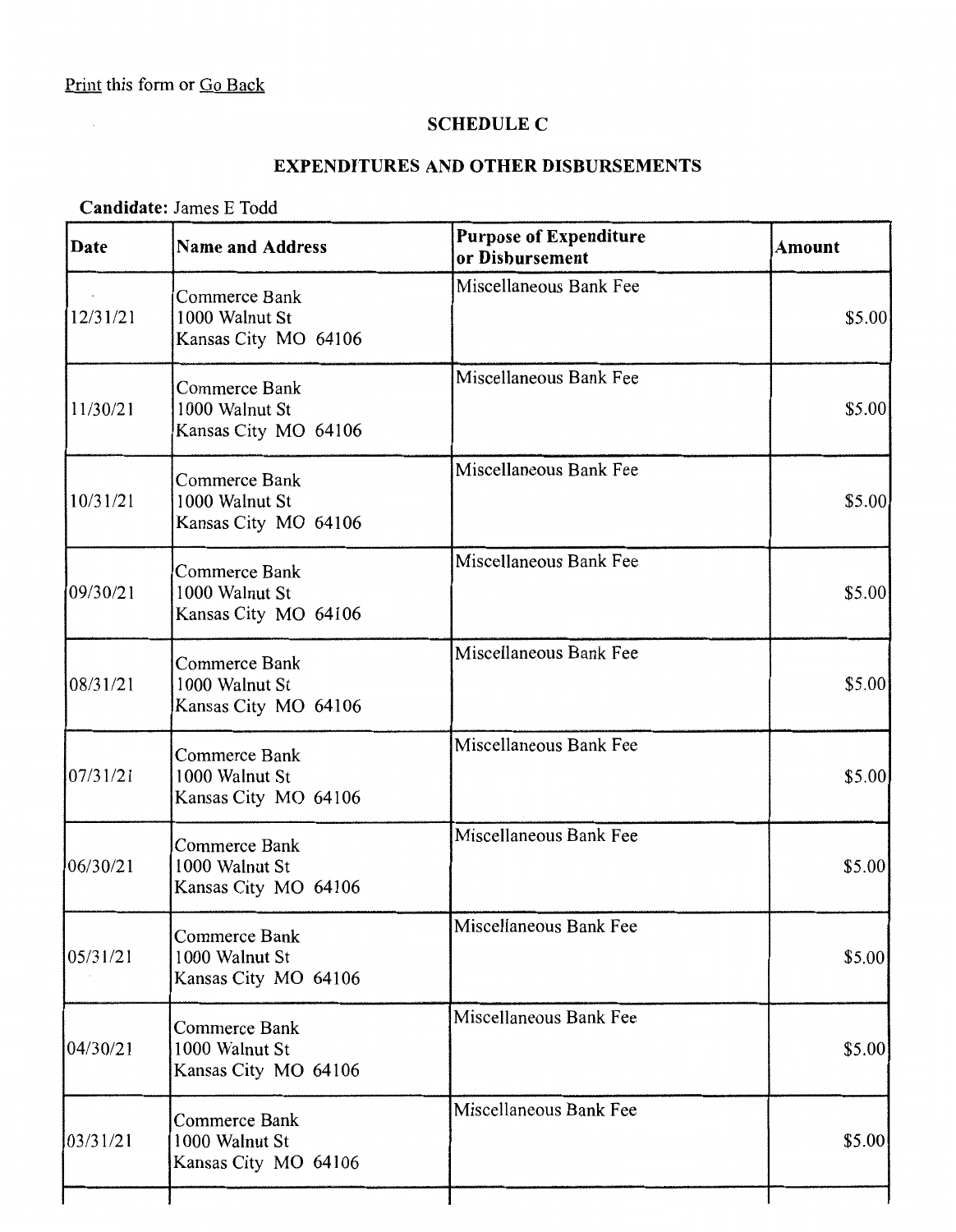Print this form or Go Back

## SCHEDULE C

## EXPENDITURES AND OTHER DISBURSEMENTS

**Candidate:** James E Todd

| Date | Name and Address | Purpose of Expenditure or Disbursement | Amount |
|---|---|---|---|
| 12/31/21 | Commerce Bank<br>1000 Walnut St<br>Kansas City MO 64106 | Miscellaneous Bank Fee | $5.00 |
| 11/30/21 | Commerce Bank<br>1000 Walnut St<br>Kansas City MO 64106 | Miscellaneous Bank Fee | $5.00 |
| 10/31/21 | Commerce Bank<br>1000 Walnut St<br>Kansas City MO 64106 | Miscellaneous Bank Fee | $5.00 |
| 09/30/21 | Commerce Bank<br>1000 Walnut St<br>Kansas City MO 64106 | Miscellaneous Bank Fee | $5.00 |
| 08/31/21 | Commerce Bank<br>1000 Walnut St<br>Kansas City MO 64106 | Miscellaneous Bank Fee | $5.00 |
| 07/31/21 | Commerce Bank<br>1000 Walnut St<br>Kansas City MO 64106 | Miscellaneous Bank Fee | $5.00 |
| 06/30/21 | Commerce Bank<br>1000 Walnut St<br>Kansas City MO 64106 | Miscellaneous Bank Fee | $5.00 |
| 05/31/21 | Commerce Bank<br>1000 Walnut St<br>Kansas City MO 64106 | Miscellaneous Bank Fee | $5.00 |
| 04/30/21 | Commerce Bank<br>1000 Walnut St<br>Kansas City MO 64106 | Miscellaneous Bank Fee | $5.00 |
| 03/31/21 | Commerce Bank<br>1000 Walnut St<br>Kansas City MO 64106 | Miscellaneous Bank Fee | $5.00 |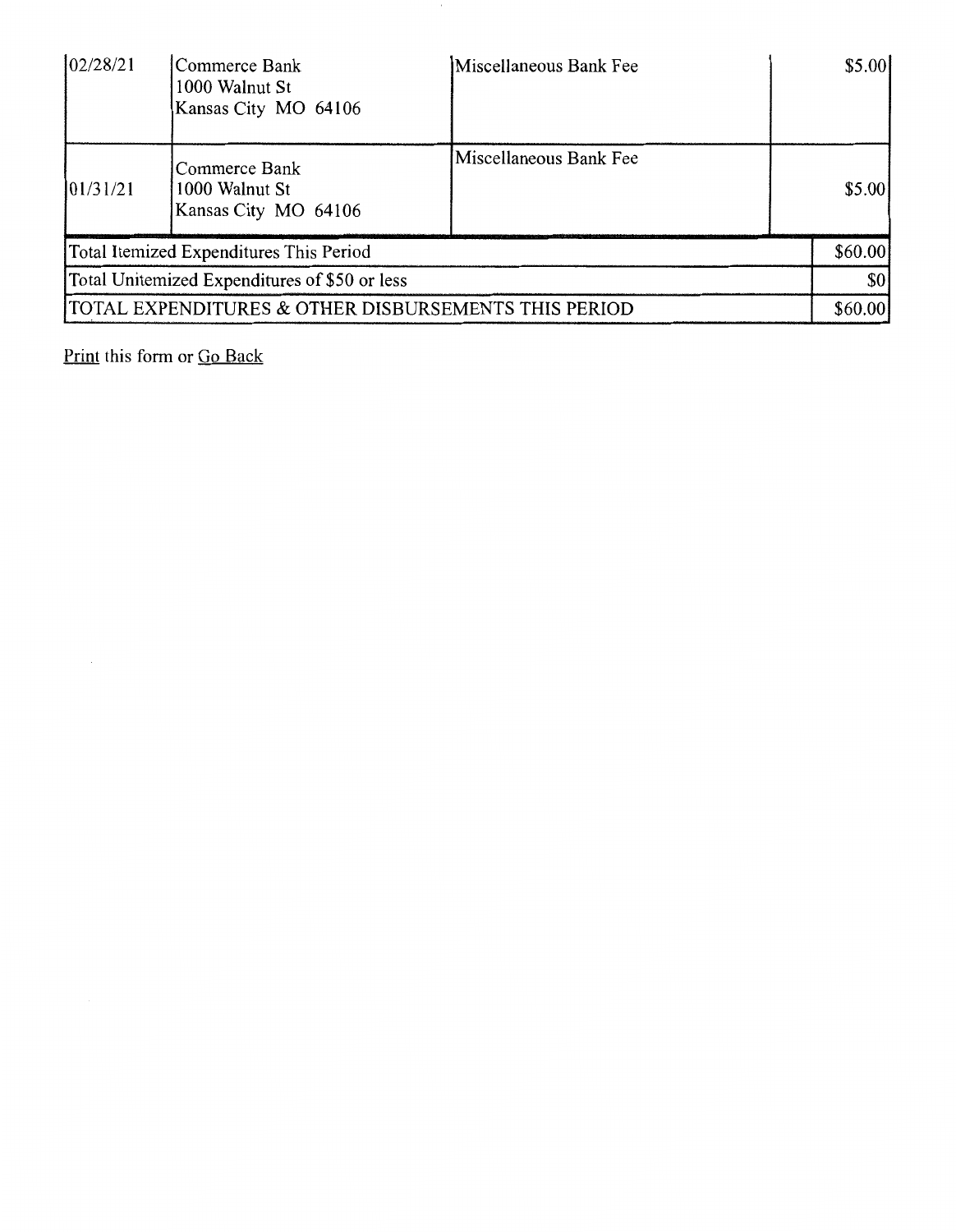| | | | |
|---|---|---|---|
| 02/28/21 | Commerce Bank<br>1000 Walnut St<br>Kansas City MO 64106 | Miscellaneous Bank Fee | $5.00 |
| 01/31/21 | Commerce Bank<br>1000 Walnut St<br>Kansas City MO 64106 | Miscellaneous Bank Fee | $5.00 |
| Total Itemized Expenditures This Period | | | $60.00 |
| Total Unitemized Expenditures of $50 or less | | | $0 |
| TOTAL EXPENDITURES & OTHER DISBURSEMENTS THIS PERIOD | | | $60.00 |

Print this form or Go Back